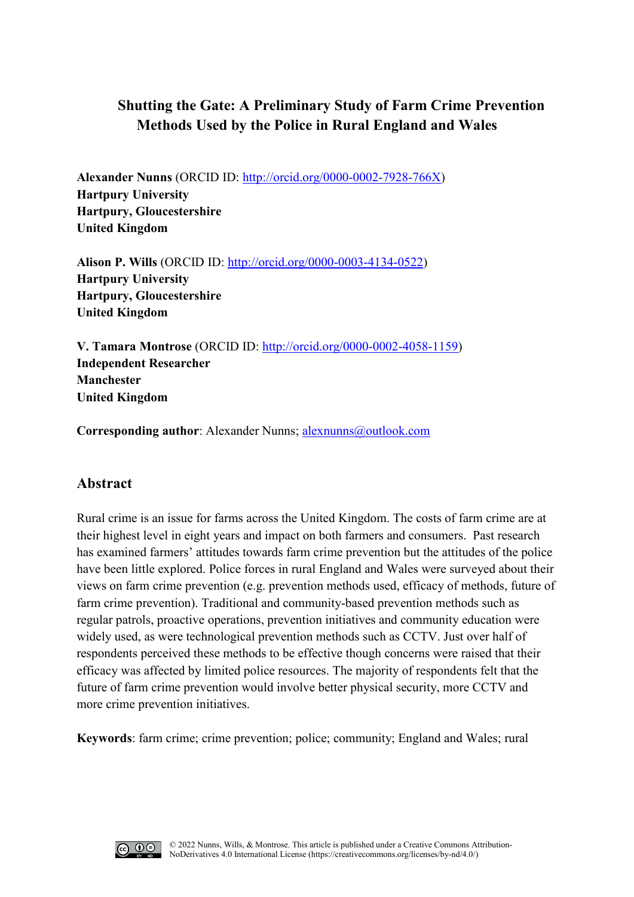# Shutting the Gate: A Preliminary Study of Farm Crime Prevention Methods Used by the Police in Rural England and Wales

**Alexander Nunns** (ORCID ID: http://orcid.org/0000-0002-7928-766X)
**Hartpury University**
**Hartpury, Gloucestershire**
**United Kingdom**

**Alison P. Wills** (ORCID ID: http://orcid.org/0000-0003-4134-0522)
**Hartpury University**
**Hartpury, Gloucestershire**
**United Kingdom**

**V. Tamara Montrose** (ORCID ID: http://orcid.org/0000-0002-4058-1159)
**Independent Researcher**
**Manchester**
**United Kingdom**

**Corresponding author**: Alexander Nunns; alexnunns@outlook.com

## Abstract

Rural crime is an issue for farms across the United Kingdom. The costs of farm crime are at their highest level in eight years and impact on both farmers and consumers. Past research has examined farmers' attitudes towards farm crime prevention but the attitudes of the police have been little explored. Police forces in rural England and Wales were surveyed about their views on farm crime prevention (e.g. prevention methods used, efficacy of methods, future of farm crime prevention). Traditional and community-based prevention methods such as regular patrols, proactive operations, prevention initiatives and community education were widely used, as were technological prevention methods such as CCTV. Just over half of respondents perceived these methods to be effective though concerns were raised that their efficacy was affected by limited police resources. The majority of respondents felt that the future of farm crime prevention would involve better physical security, more CCTV and more crime prevention initiatives.

**Keywords**: farm crime; crime prevention; police; community; England and Wales; rural

© 2022 Nunns, Wills, & Montrose. This article is published under a Creative Commons Attribution-NoDerivatives 4.0 International License (https://creativecommons.org/licenses/by-nd/4.0/)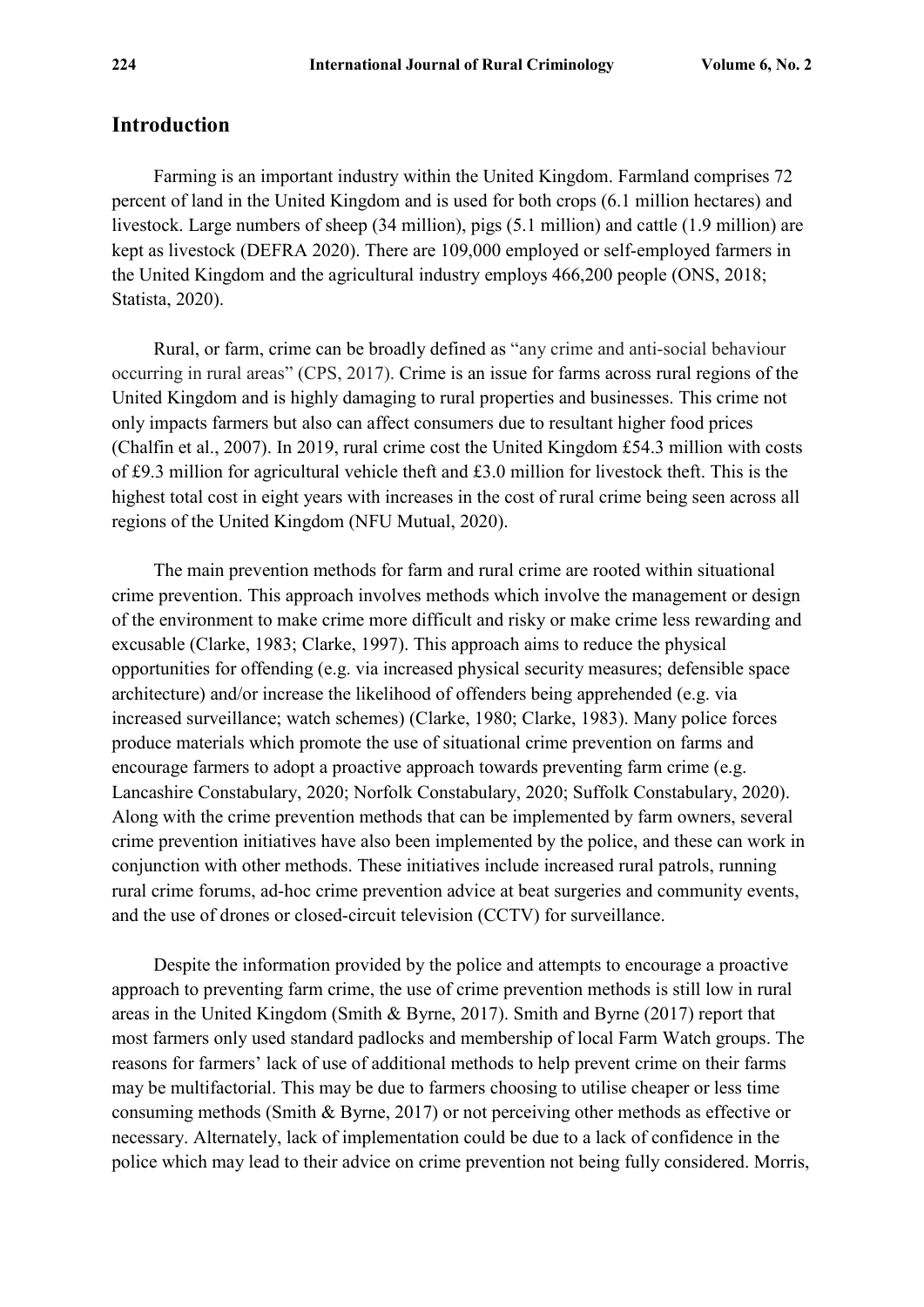## Introduction

Farming is an important industry within the United Kingdom. Farmland comprises 72 percent of land in the United Kingdom and is used for both crops (6.1 million hectares) and livestock. Large numbers of sheep (34 million), pigs (5.1 million) and cattle (1.9 million) are kept as livestock (DEFRA 2020). There are 109,000 employed or self-employed farmers in the United Kingdom and the agricultural industry employs 466,200 people (ONS, 2018; Statista, 2020).

Rural, or farm, crime can be broadly defined as "any crime and anti-social behaviour occurring in rural areas" (CPS, 2017). Crime is an issue for farms across rural regions of the United Kingdom and is highly damaging to rural properties and businesses. This crime not only impacts farmers but also can affect consumers due to resultant higher food prices (Chalfin et al., 2007). In 2019, rural crime cost the United Kingdom £54.3 million with costs of £9.3 million for agricultural vehicle theft and £3.0 million for livestock theft. This is the highest total cost in eight years with increases in the cost of rural crime being seen across all regions of the United Kingdom (NFU Mutual, 2020).

The main prevention methods for farm and rural crime are rooted within situational crime prevention. This approach involves methods which involve the management or design of the environment to make crime more difficult and risky or make crime less rewarding and excusable (Clarke, 1983; Clarke, 1997). This approach aims to reduce the physical opportunities for offending (e.g. via increased physical security measures; defensible space architecture) and/or increase the likelihood of offenders being apprehended (e.g. via increased surveillance; watch schemes) (Clarke, 1980; Clarke, 1983). Many police forces produce materials which promote the use of situational crime prevention on farms and encourage farmers to adopt a proactive approach towards preventing farm crime (e.g. Lancashire Constabulary, 2020; Norfolk Constabulary, 2020; Suffolk Constabulary, 2020). Along with the crime prevention methods that can be implemented by farm owners, several crime prevention initiatives have also been implemented by the police, and these can work in conjunction with other methods. These initiatives include increased rural patrols, running rural crime forums, ad-hoc crime prevention advice at beat surgeries and community events, and the use of drones or closed-circuit television (CCTV) for surveillance.

Despite the information provided by the police and attempts to encourage a proactive approach to preventing farm crime, the use of crime prevention methods is still low in rural areas in the United Kingdom (Smith & Byrne, 2017). Smith and Byrne (2017) report that most farmers only used standard padlocks and membership of local Farm Watch groups. The reasons for farmers' lack of use of additional methods to help prevent crime on their farms may be multifactorial. This may be due to farmers choosing to utilise cheaper or less time consuming methods (Smith & Byrne, 2017) or not perceiving other methods as effective or necessary. Alternately, lack of implementation could be due to a lack of confidence in the police which may lead to their advice on crime prevention not being fully considered. Morris,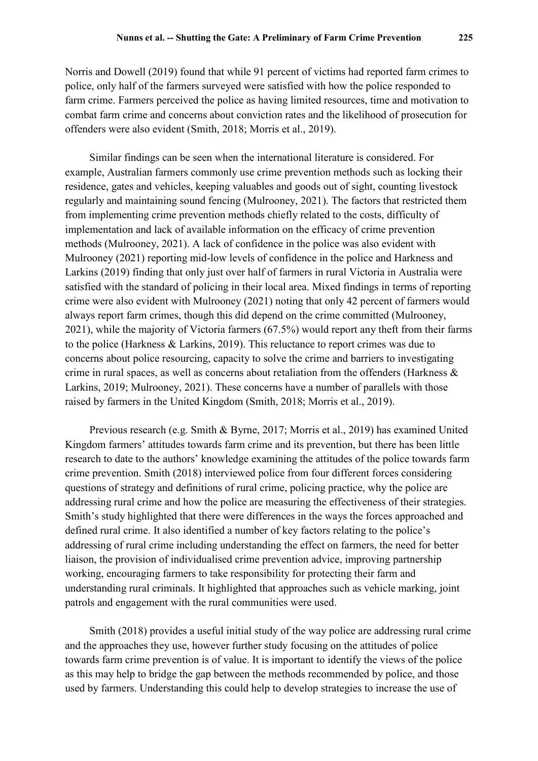Norris and Dowell (2019) found that while 91 percent of victims had reported farm crimes to police, only half of the farmers surveyed were satisfied with how the police responded to farm crime. Farmers perceived the police as having limited resources, time and motivation to combat farm crime and concerns about conviction rates and the likelihood of prosecution for offenders were also evident (Smith, 2018; Morris et al., 2019).

Similar findings can be seen when the international literature is considered. For example, Australian farmers commonly use crime prevention methods such as locking their residence, gates and vehicles, keeping valuables and goods out of sight, counting livestock regularly and maintaining sound fencing (Mulrooney, 2021). The factors that restricted them from implementing crime prevention methods chiefly related to the costs, difficulty of implementation and lack of available information on the efficacy of crime prevention methods (Mulrooney, 2021). A lack of confidence in the police was also evident with Mulrooney (2021) reporting mid-low levels of confidence in the police and Harkness and Larkins (2019) finding that only just over half of farmers in rural Victoria in Australia were satisfied with the standard of policing in their local area. Mixed findings in terms of reporting crime were also evident with Mulrooney (2021) noting that only 42 percent of farmers would always report farm crimes, though this did depend on the crime committed (Mulrooney, 2021), while the majority of Victoria farmers (67.5%) would report any theft from their farms to the police (Harkness & Larkins, 2019). This reluctance to report crimes was due to concerns about police resourcing, capacity to solve the crime and barriers to investigating crime in rural spaces, as well as concerns about retaliation from the offenders (Harkness & Larkins, 2019; Mulrooney, 2021). These concerns have a number of parallels with those raised by farmers in the United Kingdom (Smith, 2018; Morris et al., 2019).

Previous research (e.g. Smith & Byrne, 2017; Morris et al., 2019) has examined United Kingdom farmers' attitudes towards farm crime and its prevention, but there has been little research to date to the authors' knowledge examining the attitudes of the police towards farm crime prevention. Smith (2018) interviewed police from four different forces considering questions of strategy and definitions of rural crime, policing practice, why the police are addressing rural crime and how the police are measuring the effectiveness of their strategies. Smith's study highlighted that there were differences in the ways the forces approached and defined rural crime. It also identified a number of key factors relating to the police's addressing of rural crime including understanding the effect on farmers, the need for better liaison, the provision of individualised crime prevention advice, improving partnership working, encouraging farmers to take responsibility for protecting their farm and understanding rural criminals. It highlighted that approaches such as vehicle marking, joint patrols and engagement with the rural communities were used.

Smith (2018) provides a useful initial study of the way police are addressing rural crime and the approaches they use, however further study focusing on the attitudes of police towards farm crime prevention is of value. It is important to identify the views of the police as this may help to bridge the gap between the methods recommended by police, and those used by farmers. Understanding this could help to develop strategies to increase the use of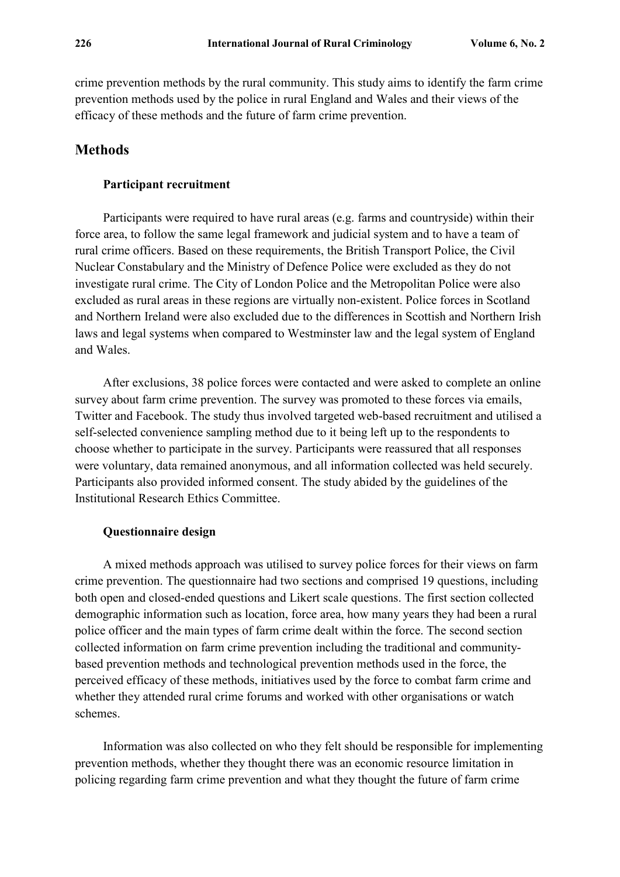crime prevention methods by the rural community. This study aims to identify the farm crime prevention methods used by the police in rural England and Wales and their views of the efficacy of these methods and the future of farm crime prevention.

## Methods

### Participant recruitment

Participants were required to have rural areas (e.g. farms and countryside) within their force area, to follow the same legal framework and judicial system and to have a team of rural crime officers. Based on these requirements, the British Transport Police, the Civil Nuclear Constabulary and the Ministry of Defence Police were excluded as they do not investigate rural crime. The City of London Police and the Metropolitan Police were also excluded as rural areas in these regions are virtually non-existent. Police forces in Scotland and Northern Ireland were also excluded due to the differences in Scottish and Northern Irish laws and legal systems when compared to Westminster law and the legal system of England and Wales.

After exclusions, 38 police forces were contacted and were asked to complete an online survey about farm crime prevention. The survey was promoted to these forces via emails, Twitter and Facebook. The study thus involved targeted web-based recruitment and utilised a self-selected convenience sampling method due to it being left up to the respondents to choose whether to participate in the survey. Participants were reassured that all responses were voluntary, data remained anonymous, and all information collected was held securely. Participants also provided informed consent. The study abided by the guidelines of the Institutional Research Ethics Committee.

### Questionnaire design

A mixed methods approach was utilised to survey police forces for their views on farm crime prevention. The questionnaire had two sections and comprised 19 questions, including both open and closed-ended questions and Likert scale questions. The first section collected demographic information such as location, force area, how many years they had been a rural police officer and the main types of farm crime dealt within the force. The second section collected information on farm crime prevention including the traditional and community-based prevention methods and technological prevention methods used in the force, the perceived efficacy of these methods, initiatives used by the force to combat farm crime and whether they attended rural crime forums and worked with other organisations or watch schemes.

Information was also collected on who they felt should be responsible for implementing prevention methods, whether they thought there was an economic resource limitation in policing regarding farm crime prevention and what they thought the future of farm crime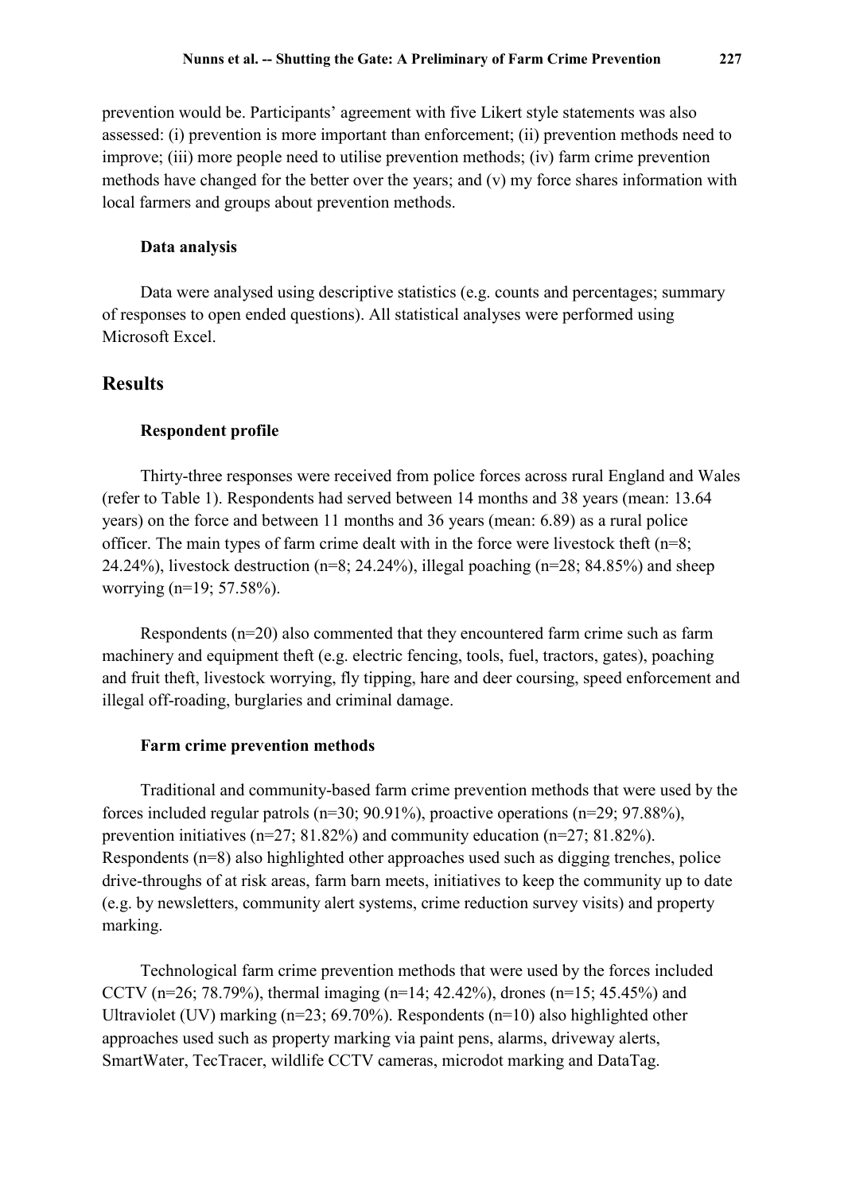prevention would be. Participants' agreement with five Likert style statements was also assessed: (i) prevention is more important than enforcement; (ii) prevention methods need to improve; (iii) more people need to utilise prevention methods; (iv) farm crime prevention methods have changed for the better over the years; and (v) my force shares information with local farmers and groups about prevention methods.

### Data analysis

Data were analysed using descriptive statistics (e.g. counts and percentages; summary of responses to open ended questions). All statistical analyses were performed using Microsoft Excel.

## Results

### Respondent profile

Thirty-three responses were received from police forces across rural England and Wales (refer to Table 1). Respondents had served between 14 months and 38 years (mean: 13.64 years) on the force and between 11 months and 36 years (mean: 6.89) as a rural police officer. The main types of farm crime dealt with in the force were livestock theft (n=8; 24.24%), livestock destruction (n=8; 24.24%), illegal poaching (n=28; 84.85%) and sheep worrying (n=19; 57.58%).

Respondents (n=20) also commented that they encountered farm crime such as farm machinery and equipment theft (e.g. electric fencing, tools, fuel, tractors, gates), poaching and fruit theft, livestock worrying, fly tipping, hare and deer coursing, speed enforcement and illegal off-roading, burglaries and criminal damage.

### Farm crime prevention methods

Traditional and community-based farm crime prevention methods that were used by the forces included regular patrols (n=30; 90.91%), proactive operations (n=29; 97.88%), prevention initiatives (n=27; 81.82%) and community education (n=27; 81.82%). Respondents (n=8) also highlighted other approaches used such as digging trenches, police drive-throughs of at risk areas, farm barn meets, initiatives to keep the community up to date (e.g. by newsletters, community alert systems, crime reduction survey visits) and property marking.

Technological farm crime prevention methods that were used by the forces included CCTV (n=26; 78.79%), thermal imaging (n=14; 42.42%), drones (n=15; 45.45%) and Ultraviolet (UV) marking (n=23; 69.70%). Respondents (n=10) also highlighted other approaches used such as property marking via paint pens, alarms, driveway alerts, SmartWater, TecTracer, wildlife CCTV cameras, microdot marking and DataTag.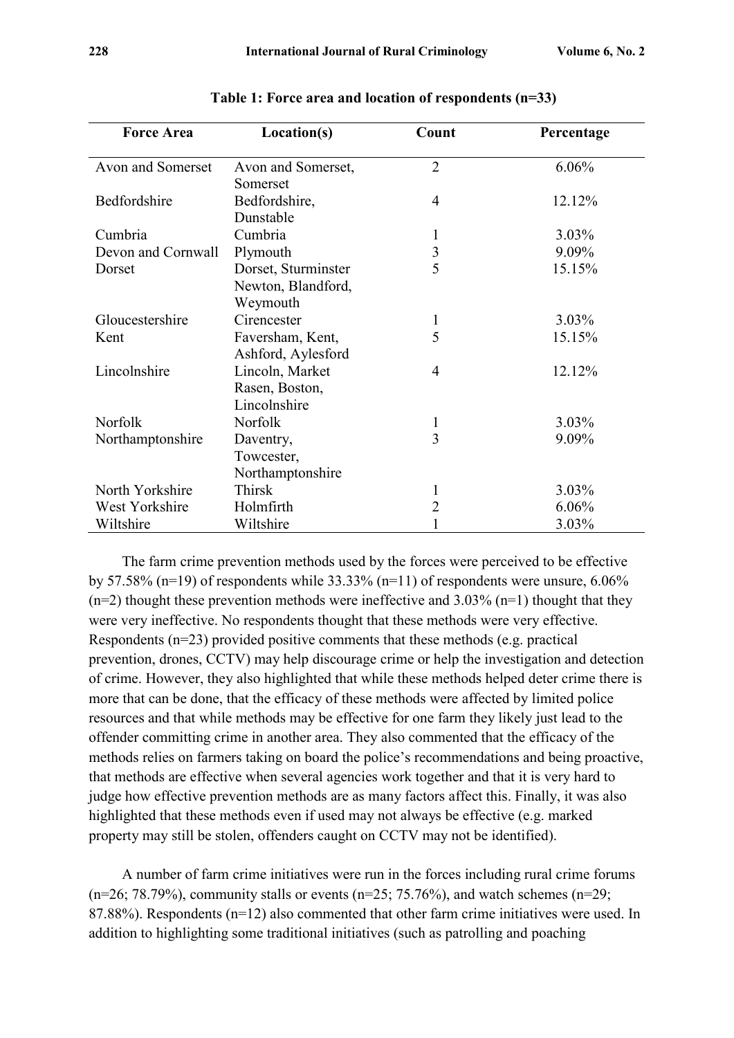**Table 1: Force area and location of respondents (n=33)**

| Force Area | Location(s) | Count | Percentage |
|---|---|---|---|
| Avon and Somerset | Avon and Somerset, Somerset | 2 | 6.06% |
| Bedfordshire | Bedfordshire, Dunstable | 4 | 12.12% |
| Cumbria | Cumbria | 1 | 3.03% |
| Devon and Cornwall | Plymouth | 3 | 9.09% |
| Dorset | Dorset, Sturminster Newton, Blandford, Weymouth | 5 | 15.15% |
| Gloucestershire | Cirencester | 1 | 3.03% |
| Kent | Faversham, Kent, Ashford, Aylesford | 5 | 15.15% |
| Lincolnshire | Lincoln, Market Rasen, Boston, Lincolnshire | 4 | 12.12% |
| Norfolk | Norfolk | 1 | 3.03% |
| Northamptonshire | Daventry, Towcester, Northamptonshire | 3 | 9.09% |
| North Yorkshire | Thirsk | 1 | 3.03% |
| West Yorkshire | Holmfirth | 2 | 6.06% |
| Wiltshire | Wiltshire | 1 | 3.03% |

The farm crime prevention methods used by the forces were perceived to be effective by 57.58% (n=19) of respondents while 33.33% (n=11) of respondents were unsure, 6.06% (n=2) thought these prevention methods were ineffective and 3.03% (n=1) thought that they were very ineffective. No respondents thought that these methods were very effective. Respondents (n=23) provided positive comments that these methods (e.g. practical prevention, drones, CCTV) may help discourage crime or help the investigation and detection of crime. However, they also highlighted that while these methods helped deter crime there is more that can be done, that the efficacy of these methods were affected by limited police resources and that while methods may be effective for one farm they likely just lead to the offender committing crime in another area. They also commented that the efficacy of the methods relies on farmers taking on board the police's recommendations and being proactive, that methods are effective when several agencies work together and that it is very hard to judge how effective prevention methods are as many factors affect this. Finally, it was also highlighted that these methods even if used may not always be effective (e.g. marked property may still be stolen, offenders caught on CCTV may not be identified).

A number of farm crime initiatives were run in the forces including rural crime forums (n=26; 78.79%), community stalls or events (n=25; 75.76%), and watch schemes (n=29; 87.88%). Respondents (n=12) also commented that other farm crime initiatives were used. In addition to highlighting some traditional initiatives (such as patrolling and poaching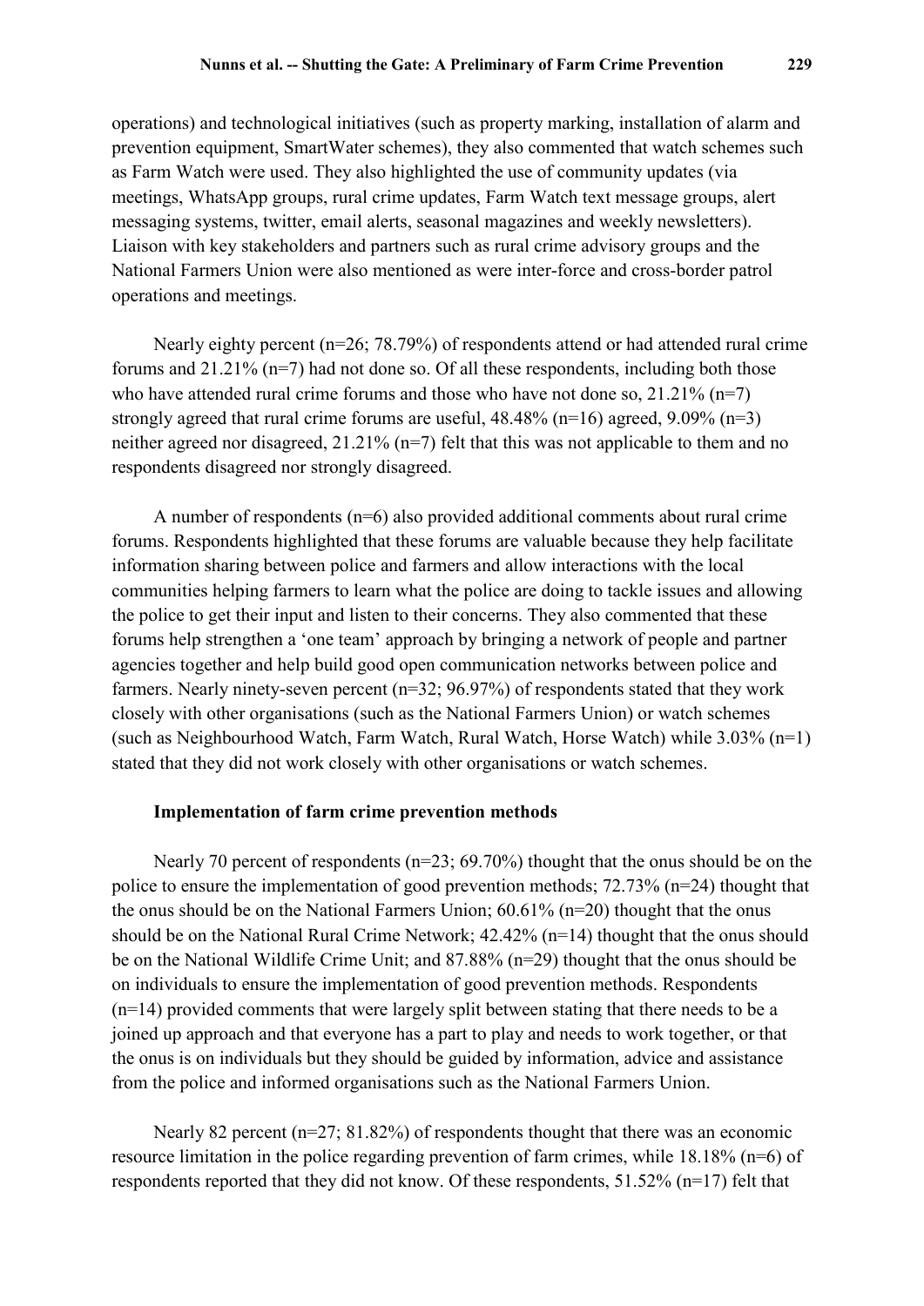operations) and technological initiatives (such as property marking, installation of alarm and prevention equipment, SmartWater schemes), they also commented that watch schemes such as Farm Watch were used. They also highlighted the use of community updates (via meetings, WhatsApp groups, rural crime updates, Farm Watch text message groups, alert messaging systems, twitter, email alerts, seasonal magazines and weekly newsletters). Liaison with key stakeholders and partners such as rural crime advisory groups and the National Farmers Union were also mentioned as were inter-force and cross-border patrol operations and meetings.

Nearly eighty percent (n=26; 78.79%) of respondents attend or had attended rural crime forums and 21.21% (n=7) had not done so. Of all these respondents, including both those who have attended rural crime forums and those who have not done so, 21.21% (n=7) strongly agreed that rural crime forums are useful, 48.48% (n=16) agreed, 9.09% (n=3) neither agreed nor disagreed, 21.21% (n=7) felt that this was not applicable to them and no respondents disagreed nor strongly disagreed.

A number of respondents (n=6) also provided additional comments about rural crime forums. Respondents highlighted that these forums are valuable because they help facilitate information sharing between police and farmers and allow interactions with the local communities helping farmers to learn what the police are doing to tackle issues and allowing the police to get their input and listen to their concerns. They also commented that these forums help strengthen a 'one team' approach by bringing a network of people and partner agencies together and help build good open communication networks between police and farmers. Nearly ninety-seven percent (n=32; 96.97%) of respondents stated that they work closely with other organisations (such as the National Farmers Union) or watch schemes (such as Neighbourhood Watch, Farm Watch, Rural Watch, Horse Watch) while 3.03% (n=1) stated that they did not work closely with other organisations or watch schemes.

### Implementation of farm crime prevention methods

Nearly 70 percent of respondents (n=23; 69.70%) thought that the onus should be on the police to ensure the implementation of good prevention methods; 72.73% (n=24) thought that the onus should be on the National Farmers Union; 60.61% (n=20) thought that the onus should be on the National Rural Crime Network; 42.42% (n=14) thought that the onus should be on the National Wildlife Crime Unit; and 87.88% (n=29) thought that the onus should be on individuals to ensure the implementation of good prevention methods. Respondents (n=14) provided comments that were largely split between stating that there needs to be a joined up approach and that everyone has a part to play and needs to work together, or that the onus is on individuals but they should be guided by information, advice and assistance from the police and informed organisations such as the National Farmers Union.

Nearly 82 percent (n=27; 81.82%) of respondents thought that there was an economic resource limitation in the police regarding prevention of farm crimes, while 18.18% (n=6) of respondents reported that they did not know. Of these respondents, 51.52% (n=17) felt that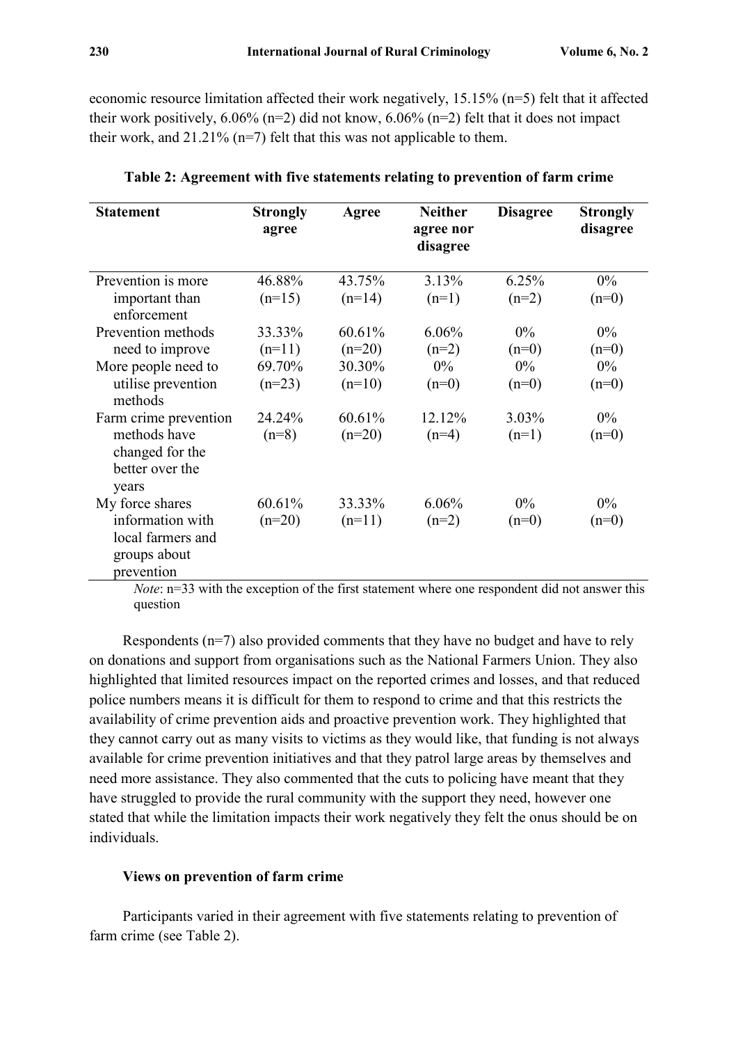economic resource limitation affected their work negatively, 15.15% (n=5) felt that it affected their work positively, 6.06% (n=2) did not know, 6.06% (n=2) felt that it does not impact their work, and 21.21% (n=7) felt that this was not applicable to them.

**Table 2: Agreement with five statements relating to prevention of farm crime**

| Statement | Strongly agree | Agree | Neither agree nor disagree | Disagree | Strongly disagree |
|---|---|---|---|---|---|
| Prevention is more important than enforcement | 46.88% (n=15) | 43.75% (n=14) | 3.13% (n=1) | 6.25% (n=2) | 0% (n=0) |
| Prevention methods need to improve | 33.33% (n=11) | 60.61% (n=20) | 6.06% (n=2) | 0% (n=0) | 0% (n=0) |
| More people need to utilise prevention methods | 69.70% (n=23) | 30.30% (n=10) | 0% (n=0) | 0% (n=0) | 0% (n=0) |
| Farm crime prevention methods have changed for the better over the years | 24.24% (n=8) | 60.61% (n=20) | 12.12% (n=4) | 3.03% (n=1) | 0% (n=0) |
| My force shares information with local farmers and groups about prevention | 60.61% (n=20) | 33.33% (n=11) | 6.06% (n=2) | 0% (n=0) | 0% (n=0) |

*Note*: n=33 with the exception of the first statement where one respondent did not answer this question

Respondents (n=7) also provided comments that they have no budget and have to rely on donations and support from organisations such as the National Farmers Union. They also highlighted that limited resources impact on the reported crimes and losses, and that reduced police numbers means it is difficult for them to respond to crime and that this restricts the availability of crime prevention aids and proactive prevention work. They highlighted that they cannot carry out as many visits to victims as they would like, that funding is not always available for crime prevention initiatives and that they patrol large areas by themselves and need more assistance. They also commented that the cuts to policing have meant that they have struggled to provide the rural community with the support they need, however one stated that while the limitation impacts their work negatively they felt the onus should be on individuals.

### Views on prevention of farm crime

Participants varied in their agreement with five statements relating to prevention of farm crime (see Table 2).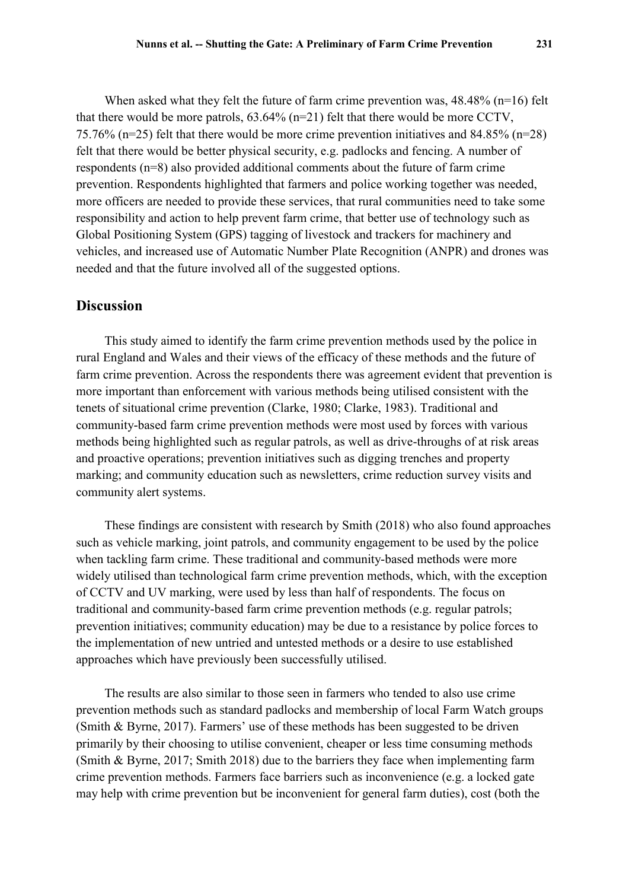When asked what they felt the future of farm crime prevention was, 48.48% (n=16) felt that there would be more patrols, 63.64% (n=21) felt that there would be more CCTV, 75.76% (n=25) felt that there would be more crime prevention initiatives and 84.85% (n=28) felt that there would be better physical security, e.g. padlocks and fencing. A number of respondents (n=8) also provided additional comments about the future of farm crime prevention. Respondents highlighted that farmers and police working together was needed, more officers are needed to provide these services, that rural communities need to take some responsibility and action to help prevent farm crime, that better use of technology such as Global Positioning System (GPS) tagging of livestock and trackers for machinery and vehicles, and increased use of Automatic Number Plate Recognition (ANPR) and drones was needed and that the future involved all of the suggested options.

## Discussion

This study aimed to identify the farm crime prevention methods used by the police in rural England and Wales and their views of the efficacy of these methods and the future of farm crime prevention. Across the respondents there was agreement evident that prevention is more important than enforcement with various methods being utilised consistent with the tenets of situational crime prevention (Clarke, 1980; Clarke, 1983). Traditional and community-based farm crime prevention methods were most used by forces with various methods being highlighted such as regular patrols, as well as drive-throughs of at risk areas and proactive operations; prevention initiatives such as digging trenches and property marking; and community education such as newsletters, crime reduction survey visits and community alert systems.

These findings are consistent with research by Smith (2018) who also found approaches such as vehicle marking, joint patrols, and community engagement to be used by the police when tackling farm crime. These traditional and community-based methods were more widely utilised than technological farm crime prevention methods, which, with the exception of CCTV and UV marking, were used by less than half of respondents. The focus on traditional and community-based farm crime prevention methods (e.g. regular patrols; prevention initiatives; community education) may be due to a resistance by police forces to the implementation of new untried and untested methods or a desire to use established approaches which have previously been successfully utilised.

The results are also similar to those seen in farmers who tended to also use crime prevention methods such as standard padlocks and membership of local Farm Watch groups (Smith & Byrne, 2017). Farmers' use of these methods has been suggested to be driven primarily by their choosing to utilise convenient, cheaper or less time consuming methods (Smith & Byrne, 2017; Smith 2018) due to the barriers they face when implementing farm crime prevention methods. Farmers face barriers such as inconvenience (e.g. a locked gate may help with crime prevention but be inconvenient for general farm duties), cost (both the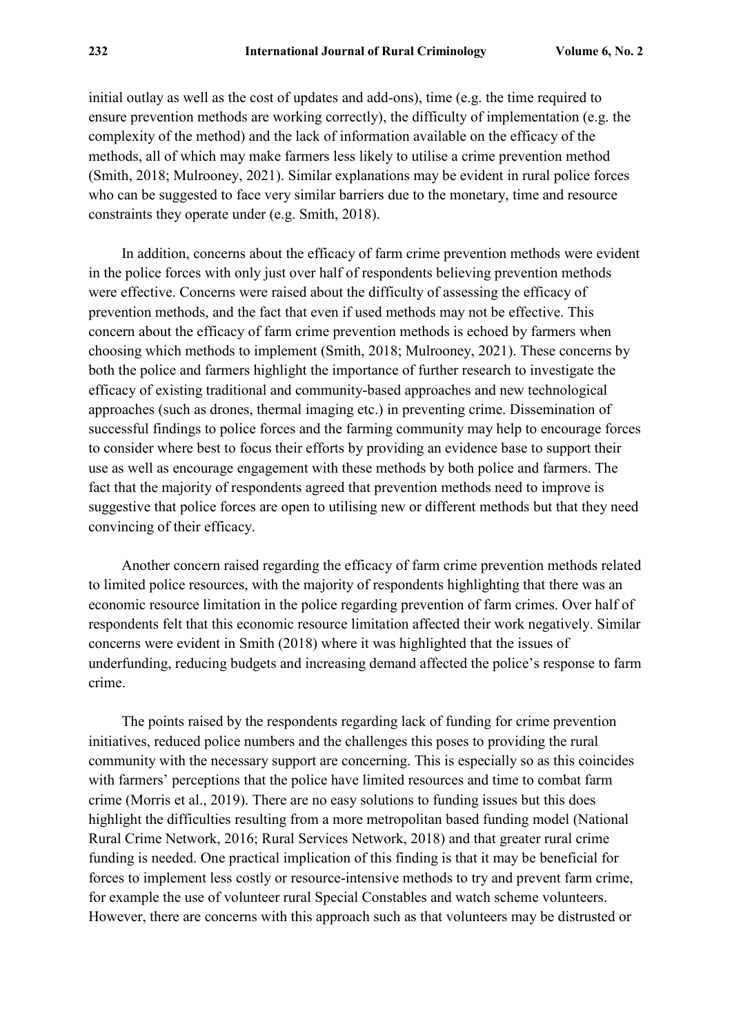initial outlay as well as the cost of updates and add-ons), time (e.g. the time required to ensure prevention methods are working correctly), the difficulty of implementation (e.g. the complexity of the method) and the lack of information available on the efficacy of the methods, all of which may make farmers less likely to utilise a crime prevention method (Smith, 2018; Mulrooney, 2021). Similar explanations may be evident in rural police forces who can be suggested to face very similar barriers due to the monetary, time and resource constraints they operate under (e.g. Smith, 2018).

In addition, concerns about the efficacy of farm crime prevention methods were evident in the police forces with only just over half of respondents believing prevention methods were effective. Concerns were raised about the difficulty of assessing the efficacy of prevention methods, and the fact that even if used methods may not be effective. This concern about the efficacy of farm crime prevention methods is echoed by farmers when choosing which methods to implement (Smith, 2018; Mulrooney, 2021). These concerns by both the police and farmers highlight the importance of further research to investigate the efficacy of existing traditional and community-based approaches and new technological approaches (such as drones, thermal imaging etc.) in preventing crime. Dissemination of successful findings to police forces and the farming community may help to encourage forces to consider where best to focus their efforts by providing an evidence base to support their use as well as encourage engagement with these methods by both police and farmers. The fact that the majority of respondents agreed that prevention methods need to improve is suggestive that police forces are open to utilising new or different methods but that they need convincing of their efficacy.

Another concern raised regarding the efficacy of farm crime prevention methods related to limited police resources, with the majority of respondents highlighting that there was an economic resource limitation in the police regarding prevention of farm crimes. Over half of respondents felt that this economic resource limitation affected their work negatively. Similar concerns were evident in Smith (2018) where it was highlighted that the issues of underfunding, reducing budgets and increasing demand affected the police's response to farm crime.

The points raised by the respondents regarding lack of funding for crime prevention initiatives, reduced police numbers and the challenges this poses to providing the rural community with the necessary support are concerning. This is especially so as this coincides with farmers' perceptions that the police have limited resources and time to combat farm crime (Morris et al., 2019). There are no easy solutions to funding issues but this does highlight the difficulties resulting from a more metropolitan based funding model (National Rural Crime Network, 2016; Rural Services Network, 2018) and that greater rural crime funding is needed. One practical implication of this finding is that it may be beneficial for forces to implement less costly or resource-intensive methods to try and prevent farm crime, for example the use of volunteer rural Special Constables and watch scheme volunteers. However, there are concerns with this approach such as that volunteers may be distrusted or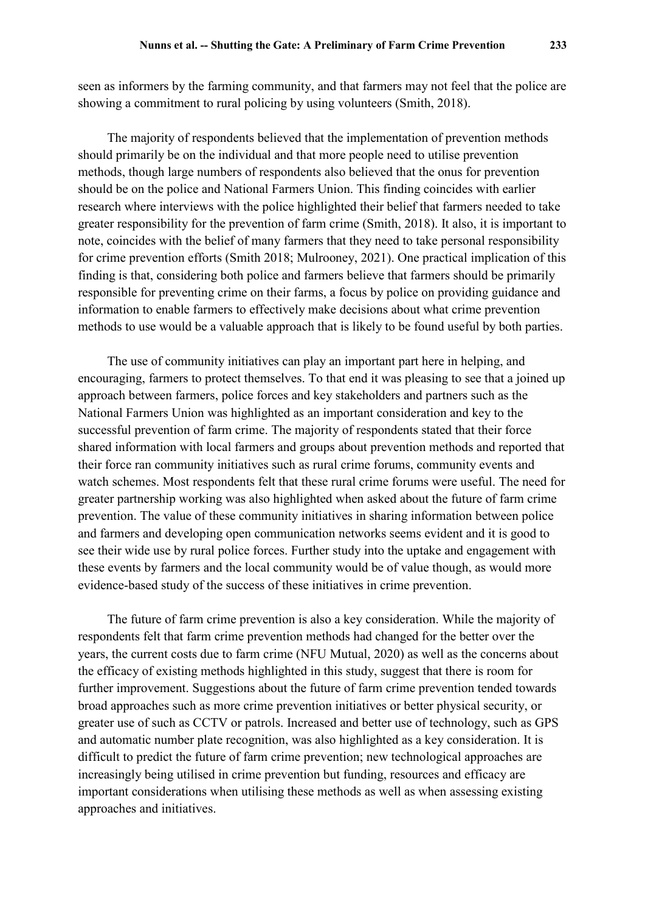seen as informers by the farming community, and that farmers may not feel that the police are showing a commitment to rural policing by using volunteers (Smith, 2018).

The majority of respondents believed that the implementation of prevention methods should primarily be on the individual and that more people need to utilise prevention methods, though large numbers of respondents also believed that the onus for prevention should be on the police and National Farmers Union. This finding coincides with earlier research where interviews with the police highlighted their belief that farmers needed to take greater responsibility for the prevention of farm crime (Smith, 2018). It also, it is important to note, coincides with the belief of many farmers that they need to take personal responsibility for crime prevention efforts (Smith 2018; Mulrooney, 2021). One practical implication of this finding is that, considering both police and farmers believe that farmers should be primarily responsible for preventing crime on their farms, a focus by police on providing guidance and information to enable farmers to effectively make decisions about what crime prevention methods to use would be a valuable approach that is likely to be found useful by both parties.

The use of community initiatives can play an important part here in helping, and encouraging, farmers to protect themselves. To that end it was pleasing to see that a joined up approach between farmers, police forces and key stakeholders and partners such as the National Farmers Union was highlighted as an important consideration and key to the successful prevention of farm crime. The majority of respondents stated that their force shared information with local farmers and groups about prevention methods and reported that their force ran community initiatives such as rural crime forums, community events and watch schemes. Most respondents felt that these rural crime forums were useful. The need for greater partnership working was also highlighted when asked about the future of farm crime prevention. The value of these community initiatives in sharing information between police and farmers and developing open communication networks seems evident and it is good to see their wide use by rural police forces. Further study into the uptake and engagement with these events by farmers and the local community would be of value though, as would more evidence-based study of the success of these initiatives in crime prevention.

The future of farm crime prevention is also a key consideration. While the majority of respondents felt that farm crime prevention methods had changed for the better over the years, the current costs due to farm crime (NFU Mutual, 2020) as well as the concerns about the efficacy of existing methods highlighted in this study, suggest that there is room for further improvement. Suggestions about the future of farm crime prevention tended towards broad approaches such as more crime prevention initiatives or better physical security, or greater use of such as CCTV or patrols. Increased and better use of technology, such as GPS and automatic number plate recognition, was also highlighted as a key consideration. It is difficult to predict the future of farm crime prevention; new technological approaches are increasingly being utilised in crime prevention but funding, resources and efficacy are important considerations when utilising these methods as well as when assessing existing approaches and initiatives.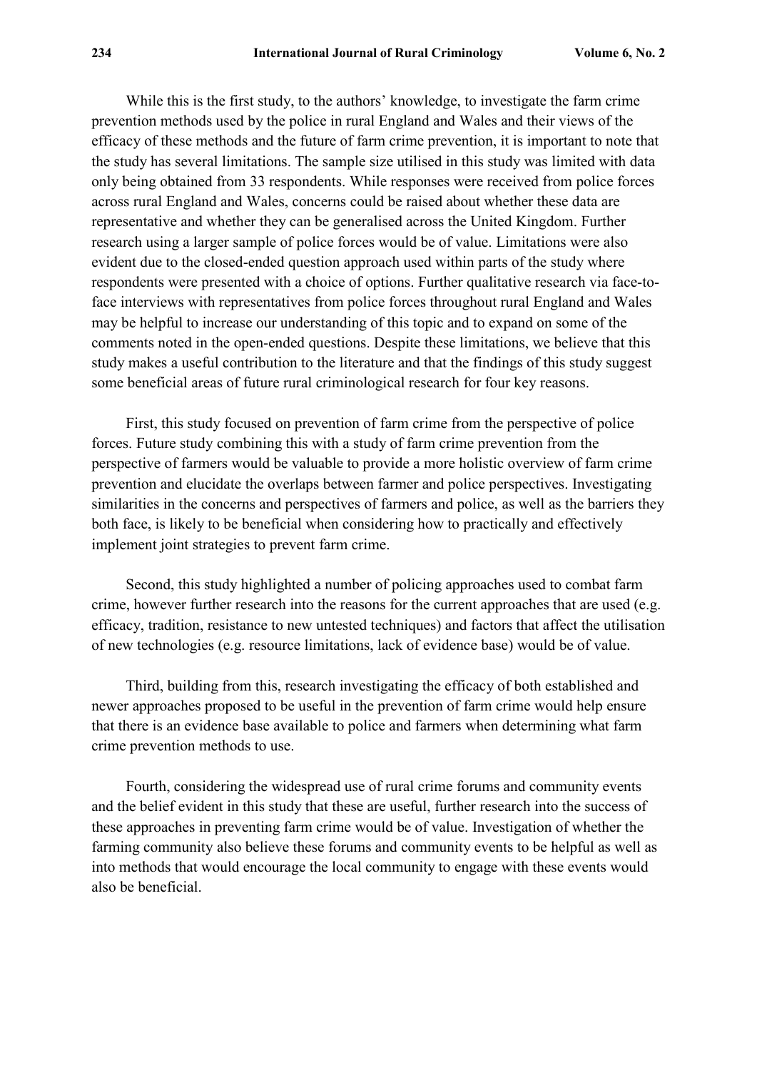While this is the first study, to the authors' knowledge, to investigate the farm crime prevention methods used by the police in rural England and Wales and their views of the efficacy of these methods and the future of farm crime prevention, it is important to note that the study has several limitations. The sample size utilised in this study was limited with data only being obtained from 33 respondents. While responses were received from police forces across rural England and Wales, concerns could be raised about whether these data are representative and whether they can be generalised across the United Kingdom. Further research using a larger sample of police forces would be of value. Limitations were also evident due to the closed-ended question approach used within parts of the study where respondents were presented with a choice of options. Further qualitative research via face-to-face interviews with representatives from police forces throughout rural England and Wales may be helpful to increase our understanding of this topic and to expand on some of the comments noted in the open-ended questions. Despite these limitations, we believe that this study makes a useful contribution to the literature and that the findings of this study suggest some beneficial areas of future rural criminological research for four key reasons.

First, this study focused on prevention of farm crime from the perspective of police forces. Future study combining this with a study of farm crime prevention from the perspective of farmers would be valuable to provide a more holistic overview of farm crime prevention and elucidate the overlaps between farmer and police perspectives. Investigating similarities in the concerns and perspectives of farmers and police, as well as the barriers they both face, is likely to be beneficial when considering how to practically and effectively implement joint strategies to prevent farm crime.

Second, this study highlighted a number of policing approaches used to combat farm crime, however further research into the reasons for the current approaches that are used (e.g. efficacy, tradition, resistance to new untested techniques) and factors that affect the utilisation of new technologies (e.g. resource limitations, lack of evidence base) would be of value.

Third, building from this, research investigating the efficacy of both established and newer approaches proposed to be useful in the prevention of farm crime would help ensure that there is an evidence base available to police and farmers when determining what farm crime prevention methods to use.

Fourth, considering the widespread use of rural crime forums and community events and the belief evident in this study that these are useful, further research into the success of these approaches in preventing farm crime would be of value. Investigation of whether the farming community also believe these forums and community events to be helpful as well as into methods that would encourage the local community to engage with these events would also be beneficial.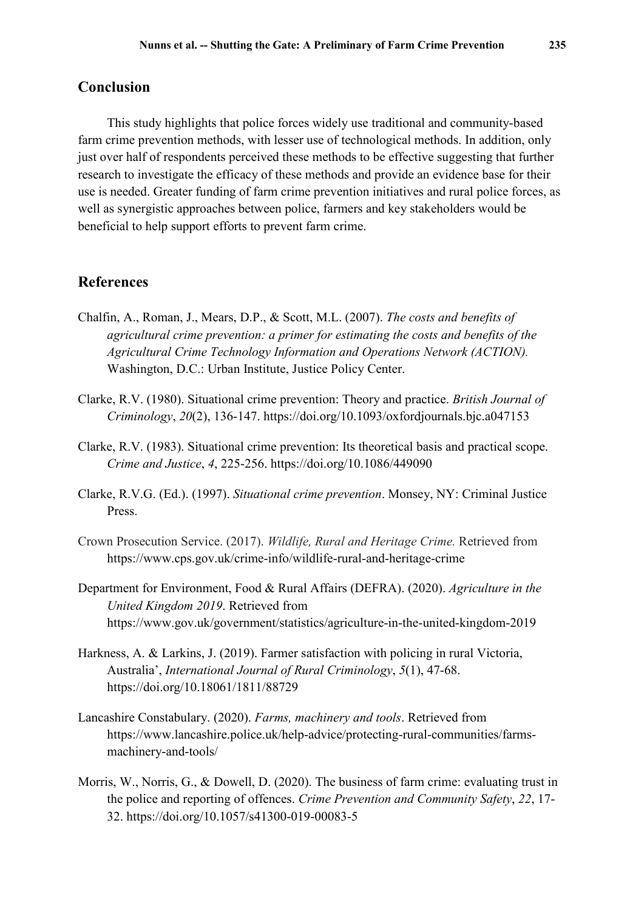## Conclusion

This study highlights that police forces widely use traditional and community-based farm crime prevention methods, with lesser use of technological methods. In addition, only just over half of respondents perceived these methods to be effective suggesting that further research to investigate the efficacy of these methods and provide an evidence base for their use is needed. Greater funding of farm crime prevention initiatives and rural police forces, as well as synergistic approaches between police, farmers and key stakeholders would be beneficial to help support efforts to prevent farm crime.

## References

Chalfin, A., Roman, J., Mears, D.P., & Scott, M.L. (2007). *The costs and benefits of agricultural crime prevention: a primer for estimating the costs and benefits of the Agricultural Crime Technology Information and Operations Network (ACTION).* Washington, D.C.: Urban Institute, Justice Policy Center.

Clarke, R.V. (1980). Situational crime prevention: Theory and practice. *British Journal of Criminology*, *20*(2), 136-147. https://doi.org/10.1093/oxfordjournals.bjc.a047153

Clarke, R.V. (1983). Situational crime prevention: Its theoretical basis and practical scope. *Crime and Justice*, *4*, 225-256. https://doi.org/10.1086/449090

Clarke, R.V.G. (Ed.). (1997). *Situational crime prevention*. Monsey, NY: Criminal Justice Press.

Crown Prosecution Service. (2017). *Wildlife, Rural and Heritage Crime.* Retrieved from https://www.cps.gov.uk/crime-info/wildlife-rural-and-heritage-crime

Department for Environment, Food & Rural Affairs (DEFRA). (2020). *Agriculture in the United Kingdom 2019*. Retrieved from https://www.gov.uk/government/statistics/agriculture-in-the-united-kingdom-2019

Harkness, A. & Larkins, J. (2019). Farmer satisfaction with policing in rural Victoria, Australia', *International Journal of Rural Criminology*, *5*(1), 47-68. https://doi.org/10.18061/1811/88729

Lancashire Constabulary. (2020). *Farms, machinery and tools*. Retrieved from https://www.lancashire.police.uk/help-advice/protecting-rural-communities/farms-machinery-and-tools/

Morris, W., Norris, G., & Dowell, D. (2020). The business of farm crime: evaluating trust in the police and reporting of offences. *Crime Prevention and Community Safety*, *22*, 17-32. https://doi.org/10.1057/s41300-019-00083-5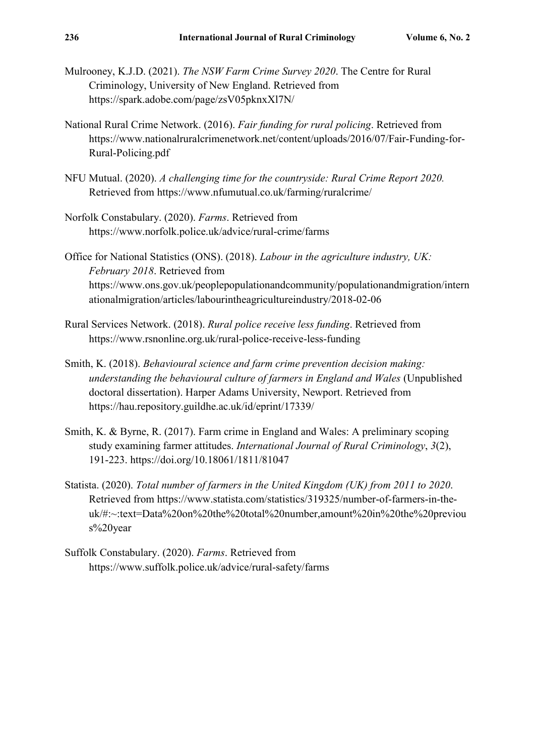Mulrooney, K.J.D. (2021). *The NSW Farm Crime Survey 2020*. The Centre for Rural Criminology, University of New England. Retrieved from https://spark.adobe.com/page/zsV05pknxXl7N/

National Rural Crime Network. (2016). *Fair funding for rural policing*. Retrieved from https://www.nationalruralcrimenetwork.net/content/uploads/2016/07/Fair-Funding-for-Rural-Policing.pdf

NFU Mutual. (2020). *A challenging time for the countryside: Rural Crime Report 2020.* Retrieved from https://www.nfumutual.co.uk/farming/ruralcrime/

Norfolk Constabulary. (2020). *Farms*. Retrieved from https://www.norfolk.police.uk/advice/rural-crime/farms

Office for National Statistics (ONS). (2018). *Labour in the agriculture industry, UK: February 2018*. Retrieved from https://www.ons.gov.uk/peoplepopulationandcommunity/populationandmigration/internationalmigration/articles/labourintheagricultureindustry/2018-02-06

Rural Services Network. (2018). *Rural police receive less funding*. Retrieved from https://www.rsnonline.org.uk/rural-police-receive-less-funding

Smith, K. (2018). *Behavioural science and farm crime prevention decision making: understanding the behavioural culture of farmers in England and Wales* (Unpublished doctoral dissertation). Harper Adams University, Newport. Retrieved from https://hau.repository.guildhe.ac.uk/id/eprint/17339/

Smith, K. & Byrne, R. (2017). Farm crime in England and Wales: A preliminary scoping study examining farmer attitudes. *International Journal of Rural Criminology*, *3*(2), 191-223. https://doi.org/10.18061/1811/81047

Statista. (2020). *Total number of farmers in the United Kingdom (UK) from 2011 to 2020*. Retrieved from https://www.statista.com/statistics/319325/number-of-farmers-in-the-uk/#:~:text=Data%20on%20the%20total%20number,amount%20in%20the%20previous%20year

Suffolk Constabulary. (2020). *Farms*. Retrieved from https://www.suffolk.police.uk/advice/rural-safety/farms